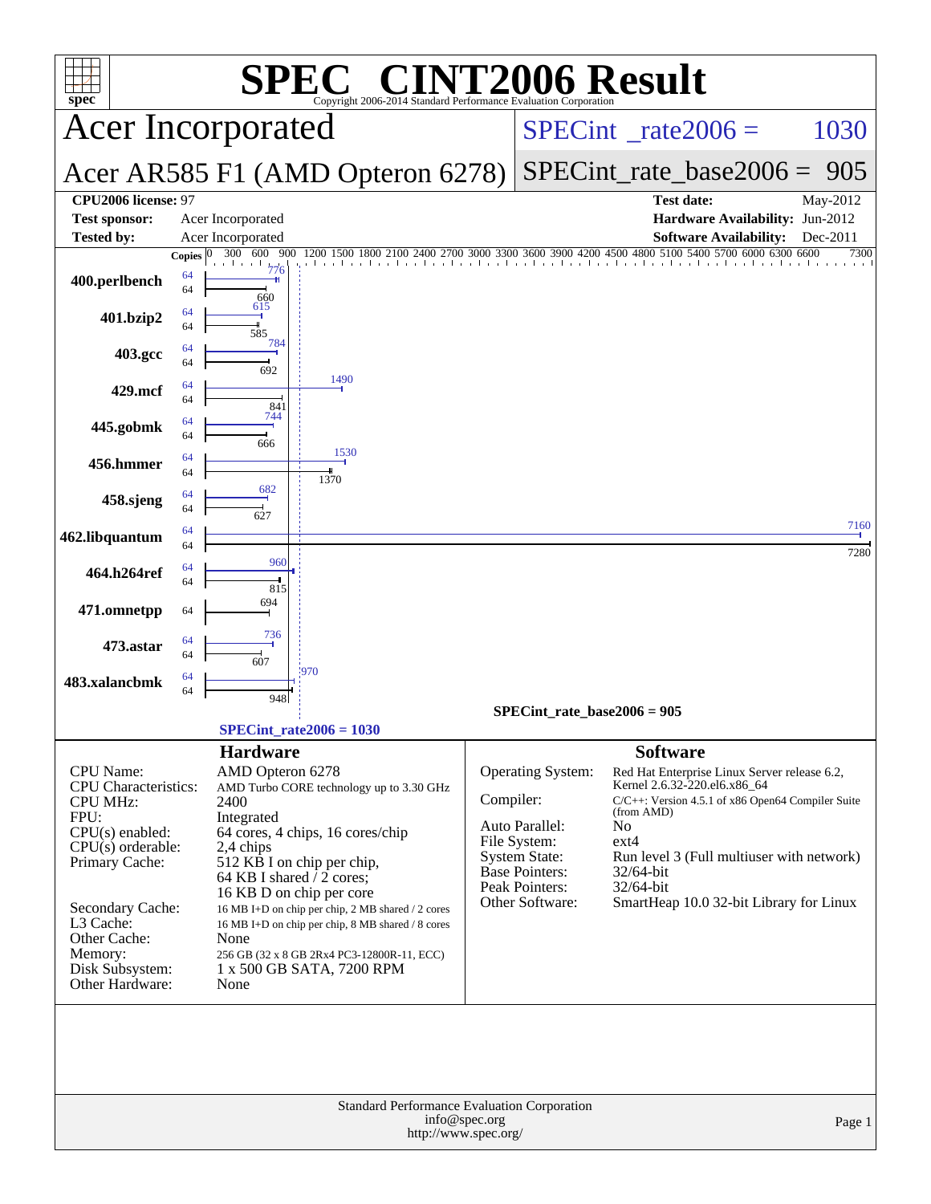# SPEC® CINT2006 Result

Copyright 2006-2014 Standard Performance Evaluation Corporation

## Acer Incorporated

## Acer AR585 F1 (AMD Opteron 6278)

SPECint_rate2006 = 1030

SPECint_rate_base2006 = 905

| | | | |
|---|---|---|---|
| **CPU2006 license:** | 97 | **Test date:** | May-2012 |
| **Test sponsor:** | Acer Incorporated | **Hardware Availability:** | Jun-2012 |
| **Tested by:** | Acer Incorporated | **Software Availability:** | Dec-2011 |

| Benchmark | Copies (peak) | Peak | Copies (base) | Base |
|---|---|---|---|---|
| 400.perlbench | 64 | 776 | 64 | 660 |
| 401.bzip2 | 64 | 615 | 64 | 585 |
| 403.gcc | 64 | 784 | 64 | 692 |
| 429.mcf | 64 | 1490 | 64 | 841 |
| 445.gobmk | 64 | 744 | 64 | 666 |
| 456.hmmer | 64 | 1530 | 64 | 1370 |
| 458.sjeng | 64 | 682 | 64 | 627 |
| 462.libquantum | 64 | 7160 | 64 | 7280 |
| 464.h264ref | 64 | 960 | 64 | 815 |
| 471.omnetpp | | | 64 | 694 |
| 473.astar | 64 | 736 | 64 | 607 |
| 483.xalancbmk | 64 | 970 | 64 | 948 |

SPECint_rate_base2006 = 905

SPECint_rate2006 = 1030

## Hardware

| | |
|---|---|
| CPU Name: | AMD Opteron 6278 |
| CPU Characteristics: | AMD Turbo CORE technology up to 3.30 GHz |
| CPU MHz: | 2400 |
| FPU: | Integrated |
| CPU(s) enabled: | 64 cores, 4 chips, 16 cores/chip |
| CPU(s) orderable: | 2,4 chips |
| Primary Cache: | 512 KB I on chip per chip, 64 KB I shared / 2 cores; 16 KB D on chip per core |
| Secondary Cache: | 16 MB I+D on chip per chip, 2 MB shared / 2 cores |
| L3 Cache: | 16 MB I+D on chip per chip, 8 MB shared / 8 cores |
| Other Cache: | None |
| Memory: | 256 GB (32 x 8 GB 2Rx4 PC3-12800R-11, ECC) |
| Disk Subsystem: | 1 x 500 GB SATA, 7200 RPM |
| Other Hardware: | None |

## Software

| | |
|---|---|
| Operating System: | Red Hat Enterprise Linux Server release 6.2, Kernel 2.6.32-220.el6.x86_64 |
| Compiler: | C/C++: Version 4.5.1 of x86 Open64 Compiler Suite (from AMD) |
| Auto Parallel: | No |
| File System: | ext4 |
| System State: | Run level 3 (Full multiuser with network) |
| Base Pointers: | 32/64-bit |
| Peak Pointers: | 32/64-bit |
| Other Software: | SmartHeap 10.0 32-bit Library for Linux |

Standard Performance Evaluation Corporation
info@spec.org
http://www.spec.org/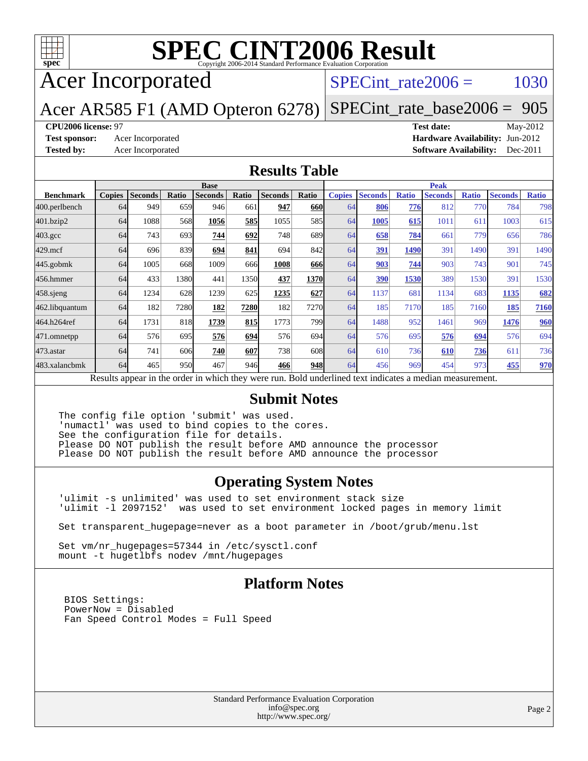# SPEC CINT2006 Result

Copyright 2006-2014 Standard Performance Evaluation Corporation

## Acer Incorporated

## Acer AR585 F1 (AMD Opteron 6278)

SPECint_rate2006 = 1030

SPECint_rate_base2006 = 905

**CPU2006 license:** 97

**Test sponsor:** Acer Incorporated

**Tested by:** Acer Incorporated

**Test date:** May-2012

**Hardware Availability:** Jun-2012

**Software Availability:** Dec-2011

## Results Table

| Benchmark | Base | | | | | | | Peak | | | | | | |
|---|---|---|---|---|---|---|---|---|---|---|---|---|---|---|
| | Copies | Seconds | Ratio | Seconds | Ratio | Seconds | Ratio | Copies | Seconds | Ratio | Seconds | Ratio | Seconds | Ratio |
| 400.perlbench | 64 | 949 | 659 | 946 | 661 | **947** | **660** | 64 | **806** | **776** | 812 | 770 | 784 | 798 |
| 401.bzip2 | 64 | 1088 | 568 | **1056** | **585** | 1055 | 585 | 64 | **1005** | **615** | 1011 | 611 | 1003 | 615 |
| 403.gcc | 64 | 743 | 693 | **744** | **692** | 748 | 689 | 64 | **658** | **784** | 661 | 779 | 656 | 786 |
| 429.mcf | 64 | 696 | 839 | **694** | **841** | 694 | 842 | 64 | **391** | **1490** | 391 | 1490 | 391 | 1490 |
| 445.gobmk | 64 | 1005 | 668 | 1009 | 666 | **1008** | **666** | 64 | **903** | **744** | 903 | 743 | 901 | 745 |
| 456.hmmer | 64 | 433 | 1380 | 441 | 1350 | **437** | **1370** | 64 | **390** | **1530** | 389 | 1530 | 391 | 1530 |
| 458.sjeng | 64 | 1234 | 628 | 1239 | 625 | **1235** | **627** | 64 | 1137 | 681 | 1134 | 683 | **1135** | **682** |
| 462.libquantum | 64 | 182 | 7280 | **182** | **7280** | 182 | 7270 | 64 | 185 | 7170 | 185 | 7160 | **185** | **7160** |
| 464.h264ref | 64 | 1731 | 818 | **1739** | **815** | 1773 | 799 | 64 | 1488 | 952 | 1461 | 969 | **1476** | **960** |
| 471.omnetpp | 64 | 576 | 695 | **576** | **694** | 576 | 694 | 64 | 576 | 695 | **576** | **694** | 576 | 694 |
| 473.astar | 64 | 741 | 606 | **740** | **607** | 738 | 608 | 64 | 610 | 736 | **610** | **736** | 611 | 736 |
| 483.xalancbmk | 64 | 465 | 950 | 467 | 946 | **466** | **948** | 64 | 456 | 969 | 454 | 973 | **455** | **970** |

Results appear in the order in which they were run. Bold underlined text indicates a median measurement.

## Submit Notes

```
The config file option 'submit' was used.
'numactl' was used to bind copies to the cores.
See the configuration file for details.
Please DO NOT publish the result before AMD announce the processor
Please DO NOT publish the result before AMD announce the processor
```

## Operating System Notes

```
'ulimit -s unlimited' was used to set environment stack size
'ulimit -l 2097152'  was used to set environment locked pages in memory limit

Set transparent_hugepage=never as a boot parameter in /boot/grub/menu.lst

Set vm/nr_hugepages=57344 in /etc/sysctl.conf
mount -t hugetlbfs nodev /mnt/hugepages
```

## Platform Notes

```
BIOS Settings:
PowerNow = Disabled
Fan Speed Control Modes = Full Speed
```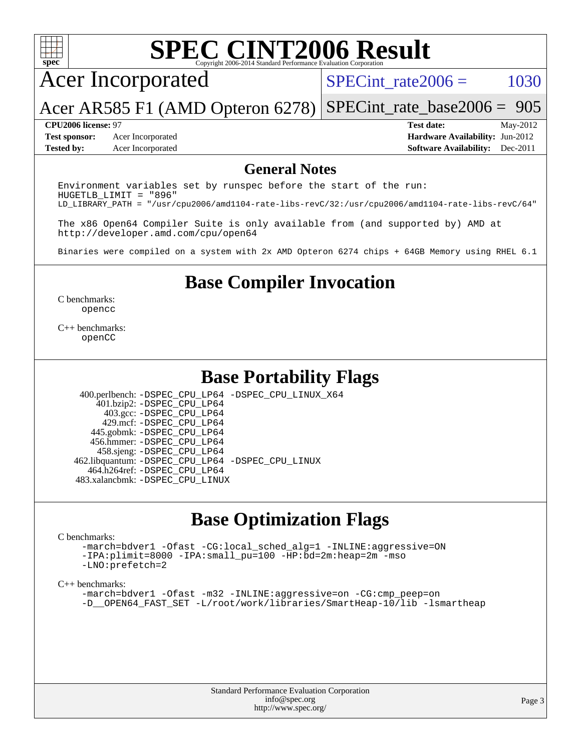# SPEC CINT2006 Result

Copyright 2006-2014 Standard Performance Evaluation Corporation

## Acer Incorporated

**Acer AR585 F1 (AMD Opteron 6278)**

SPECint_rate2006 = 1030

SPECint_rate_base2006 = 905

| | | | |
|---|---|---|---|
| **CPU2006 license:** 97 | | **Test date:** | May-2012 |
| **Test sponsor:** | Acer Incorporated | **Hardware Availability:** | Jun-2012 |
| **Tested by:** | Acer Incorporated | **Software Availability:** | Dec-2011 |

## General Notes

```
Environment variables set by runspec before the start of the run:
HUGETLB_LIMIT = "896"
LD_LIBRARY_PATH = "/usr/cpu2006/amd1104-rate-libs-revC/32:/usr/cpu2006/amd1104-rate-libs-revC/64"

The x86 Open64 Compiler Suite is only available from (and supported by) AMD at
http://developer.amd.com/cpu/open64

Binaries were compiled on a system with 2x AMD Opteron 6274 chips + 64GB Memory using RHEL 6.1
```

## Base Compiler Invocation

C benchmarks:
```
opencc
```

C++ benchmarks:
```
openCC
```

## Base Portability Flags

```
400.perlbench: -DSPEC_CPU_LP64 -DSPEC_CPU_LINUX_X64
    401.bzip2: -DSPEC_CPU_LP64
      403.gcc: -DSPEC_CPU_LP64
      429.mcf: -DSPEC_CPU_LP64
   445.gobmk: -DSPEC_CPU_LP64
   456.hmmer: -DSPEC_CPU_LP64
   458.sjeng: -DSPEC_CPU_LP64
462.libquantum: -DSPEC_CPU_LP64 -DSPEC_CPU_LINUX
  464.h264ref: -DSPEC_CPU_LP64
483.xalancbmk: -DSPEC_CPU_LINUX
```

## Base Optimization Flags

C benchmarks:
```
-march=bdver1 -Ofast -CG:local_sched_alg=1 -INLINE:aggressive=ON
-IPA:plimit=8000 -IPA:small_pu=100 -HP:bd=2m:heap=2m -mso
-LNO:prefetch=2
```

C++ benchmarks:
```
-march=bdver1 -Ofast -m32 -INLINE:aggressive=on -CG:cmp_peep=on
-D__OPEN64_FAST_SET -L/root/work/libraries/SmartHeap-10/lib -lsmartheap
```

Standard Performance Evaluation Corporation
info@spec.org
http://www.spec.org/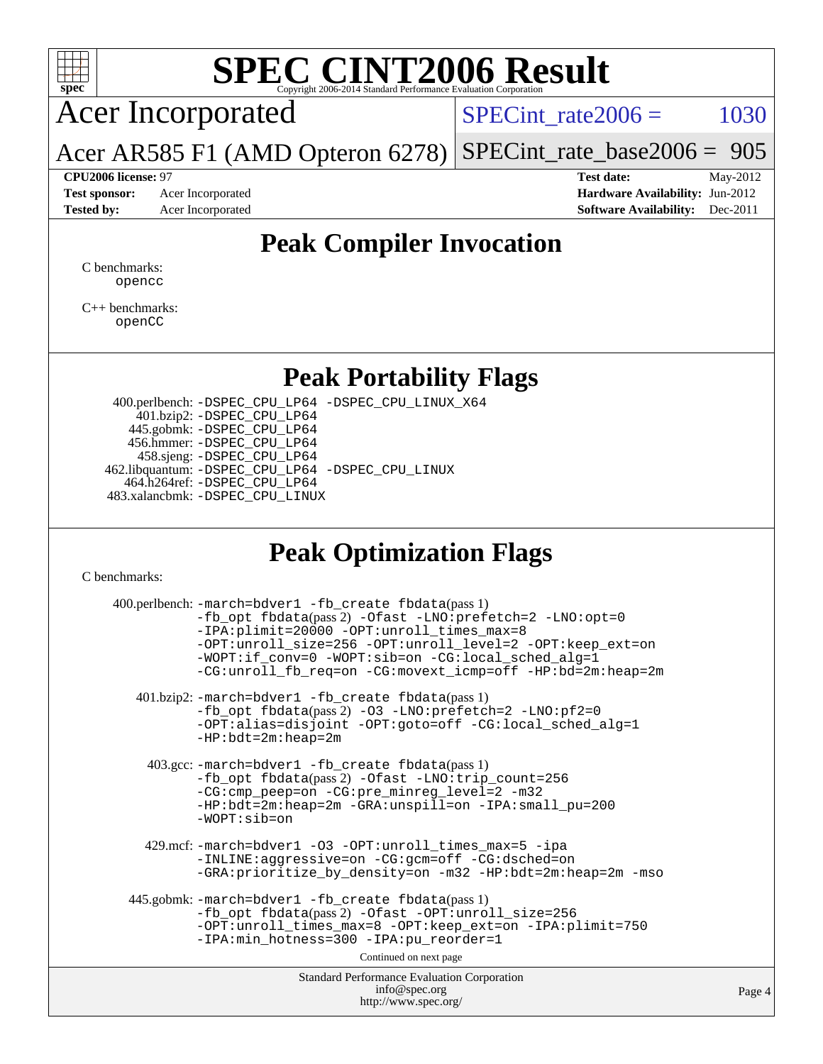# SPEC CINT2006 Result

Copyright 2006-2014 Standard Performance Evaluation Corporation

## Acer Incorporated

**Acer AR585 F1 (AMD Opteron 6278)**

SPECint_rate2006 = 1030

SPECint_rate_base2006 = 905

**CPU2006 license:** 97
**Test sponsor:** Acer Incorporated
**Tested by:** Acer Incorporated

**Test date:** May-2012
**Hardware Availability:** Jun-2012
**Software Availability:** Dec-2011

## Peak Compiler Invocation

C benchmarks:
opencc

C++ benchmarks:
openCC

## Peak Portability Flags

400.perlbench: -DSPEC_CPU_LP64 -DSPEC_CPU_LINUX_X64
401.bzip2: -DSPEC_CPU_LP64
445.gobmk: -DSPEC_CPU_LP64
456.hmmer: -DSPEC_CPU_LP64
458.sjeng: -DSPEC_CPU_LP64
462.libquantum: -DSPEC_CPU_LP64 -DSPEC_CPU_LINUX
464.h264ref: -DSPEC_CPU_LP64
483.xalancbmk: -DSPEC_CPU_LINUX

## Peak Optimization Flags

C benchmarks:

400.perlbench: -march=bdver1 -fb_create fbdata(pass 1) -fb_opt fbdata(pass 2) -Ofast -LNO:prefetch=2 -LNO:opt=0 -IPA:plimit=20000 -OPT:unroll_times_max=8 -OPT:unroll_size=256 -OPT:unroll_level=2 -OPT:keep_ext=on -WOPT:if_conv=0 -WOPT:sib=on -CG:local_sched_alg=1 -CG:unroll_fb_req=on -CG:movext_icmp=off -HP:bd=2m:heap=2m

401.bzip2: -march=bdver1 -fb_create fbdata(pass 1) -fb_opt fbdata(pass 2) -O3 -LNO:prefetch=2 -LNO:pf2=0 -OPT:alias=disjoint -OPT:goto=off -CG:local_sched_alg=1 -HP:bdt=2m:heap=2m

403.gcc: -march=bdver1 -fb_create fbdata(pass 1) -fb_opt fbdata(pass 2) -Ofast -LNO:trip_count=256 -CG:cmp_peep=on -CG:pre_minreg_level=2 -m32 -HP:bdt=2m:heap=2m -GRA:unspill=on -IPA:small_pu=200 -WOPT:sib=on

429.mcf: -march=bdver1 -O3 -OPT:unroll_times_max=5 -ipa -INLINE:aggressive=on -CG:gcm=off -CG:dsched=on -GRA:prioritize_by_density=on -m32 -HP:bdt=2m:heap=2m -mso

445.gobmk: -march=bdver1 -fb_create fbdata(pass 1) -fb_opt fbdata(pass 2) -Ofast -OPT:unroll_size=256 -OPT:unroll_times_max=8 -OPT:keep_ext=on -IPA:plimit=750 -IPA:min_hotness=300 -IPA:pu_reorder=1

Continued on next page

Standard Performance Evaluation Corporation
info@spec.org
http://www.spec.org/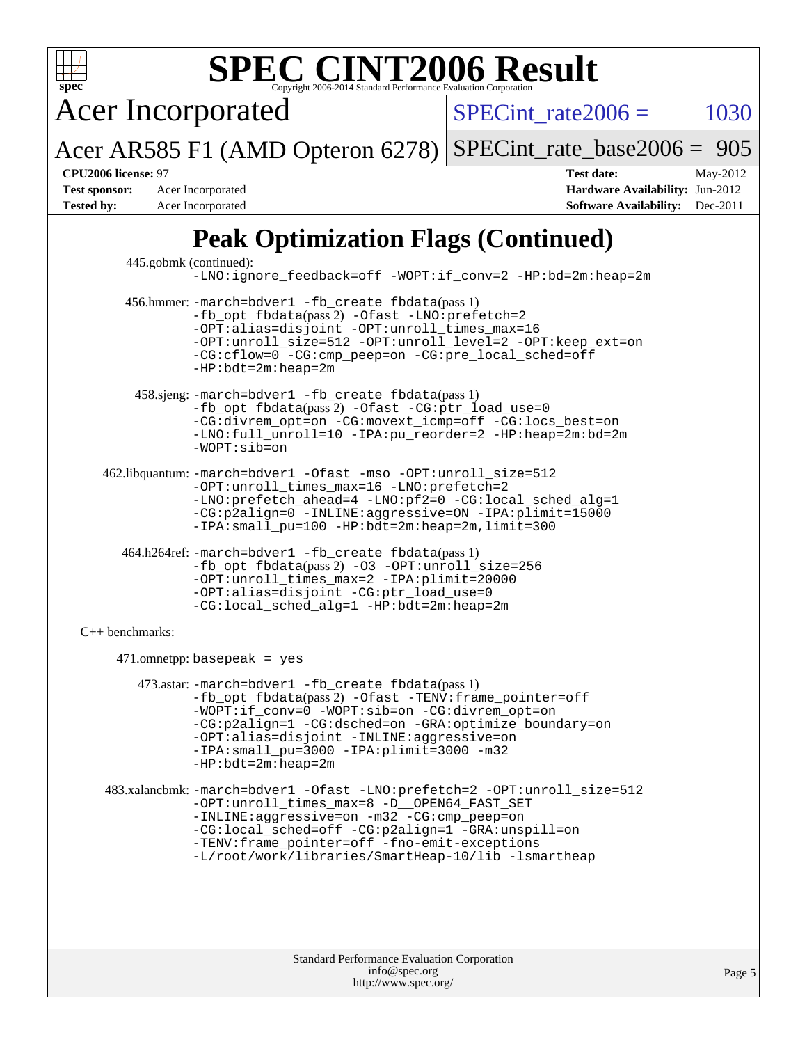# SPEC CINT2006 Result

Acer Incorporated

Acer AR585 F1 (AMD Opteron 6278)

SPECint_rate2006 = 1030

SPECint_rate_base2006 = 905

**CPU2006 license:** 97
**Test sponsor:** Acer Incorporated
**Tested by:** Acer Incorporated

**Test date:** May-2012
**Hardware Availability:** Jun-2012
**Software Availability:** Dec-2011

## Peak Optimization Flags (Continued)

445.gobmk (continued):
```
-LNO:ignore_feedback=off -WOPT:if_conv=2 -HP:bd=2m:heap=2m
```

456.hmmer:
```
-march=bdver1 -fb_create fbdata(pass 1)
-fb_opt fbdata(pass 2) -Ofast -LNO:prefetch=2
-OPT:alias=disjoint -OPT:unroll_times_max=16
-OPT:unroll_size=512 -OPT:unroll_level=2 -OPT:keep_ext=on
-CG:cflow=0 -CG:cmp_peep=on -CG:pre_local_sched=off
-HP:bdt=2m:heap=2m
```

458.sjeng:
```
-march=bdver1 -fb_create fbdata(pass 1)
-fb_opt fbdata(pass 2) -Ofast -CG:ptr_load_use=0
-CG:divrem_opt=on -CG:movext_icmp=off -CG:locs_best=on
-LNO:full_unroll=10 -IPA:pu_reorder=2 -HP:heap=2m:bd=2m
-WOPT:sib=on
```

462.libquantum:
```
-march=bdver1 -Ofast -mso -OPT:unroll_size=512
-OPT:unroll_times_max=16 -LNO:prefetch=2
-LNO:prefetch_ahead=4 -LNO:pf2=0 -CG:local_sched_alg=1
-CG:p2align=0 -INLINE:aggressive=ON -IPA:plimit=15000
-IPA:small_pu=100 -HP:bdt=2m:heap=2m,limit=300
```

464.h264ref:
```
-march=bdver1 -fb_create fbdata(pass 1)
-fb_opt fbdata(pass 2) -O3 -OPT:unroll_size=256
-OPT:unroll_times_max=2 -IPA:plimit=20000
-OPT:alias=disjoint -CG:ptr_load_use=0
-CG:local_sched_alg=1 -HP:bdt=2m:heap=2m
```

C++ benchmarks:

471.omnetpp: `basepeak = yes`

473.astar:
```
-march=bdver1 -fb_create fbdata(pass 1)
-fb_opt fbdata(pass 2) -Ofast -TENV:frame_pointer=off
-WOPT:if_conv=0 -WOPT:sib=on -CG:divrem_opt=on
-CG:p2align=1 -CG:dsched=on -GRA:optimize_boundary=on
-OPT:alias=disjoint -INLINE:aggressive=on
-IPA:small_pu=3000 -IPA:plimit=3000 -m32
-HP:bdt=2m:heap=2m
```

483.xalancbmk:
```
-march=bdver1 -Ofast -LNO:prefetch=2 -OPT:unroll_size=512
-OPT:unroll_times_max=8 -D__OPEN64_FAST_SET
-INLINE:aggressive=on -m32 -CG:cmp_peep=on
-CG:local_sched=off -CG:p2align=1 -GRA:unspill=on
-TENV:frame_pointer=off -fno-emit-exceptions
-L/root/work/libraries/SmartHeap-10/lib -lsmartheap
```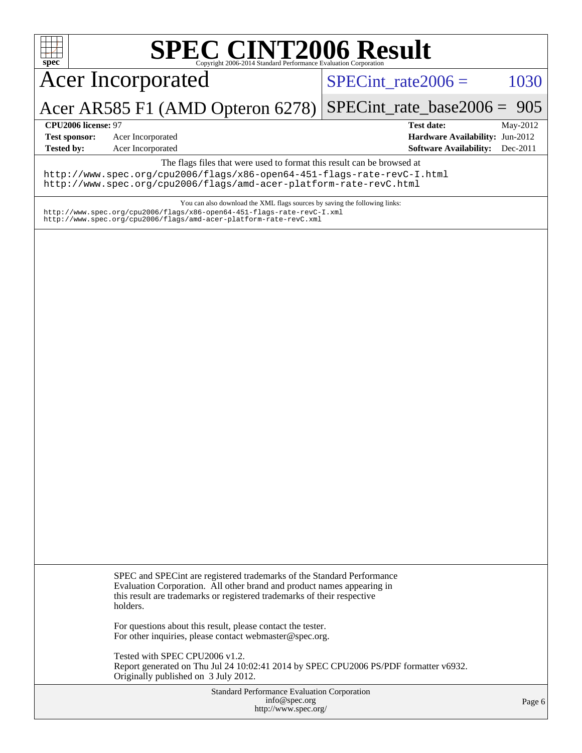# SPEC CINT2006 Result

Copyright 2006-2014 Standard Performance Evaluation Corporation

## Acer Incorporated

**Acer AR585 F1 (AMD Opteron 6278)**

SPECint_rate2006 = 1030

SPECint_rate_base2006 = 905

| | | | |
|---|---|---|---|
| **CPU2006 license:** 97 | | **Test date:** | May-2012 |
| **Test sponsor:** | Acer Incorporated | **Hardware Availability:** | Jun-2012 |
| **Tested by:** | Acer Incorporated | **Software Availability:** | Dec-2011 |

The flags files that were used to format this result can be browsed at

http://www.spec.org/cpu2006/flags/x86-open64-451-flags-rate-revC-I.html
http://www.spec.org/cpu2006/flags/amd-acer-platform-rate-revC.html

You can also download the XML flags sources by saving the following links:

http://www.spec.org/cpu2006/flags/x86-open64-451-flags-rate-revC-I.xml
http://www.spec.org/cpu2006/flags/amd-acer-platform-rate-revC.xml

SPEC and SPECint are registered trademarks of the Standard Performance Evaluation Corporation. All other brand and product names appearing in this result are trademarks or registered trademarks of their respective holders.

For questions about this result, please contact the tester.
For other inquiries, please contact webmaster@spec.org.

Tested with SPEC CPU2006 v1.2.
Report generated on Thu Jul 24 10:02:41 2014 by SPEC CPU2006 PS/PDF formatter v6932.
Originally published on 3 July 2012.

Standard Performance Evaluation Corporation
info@spec.org
http://www.spec.org/